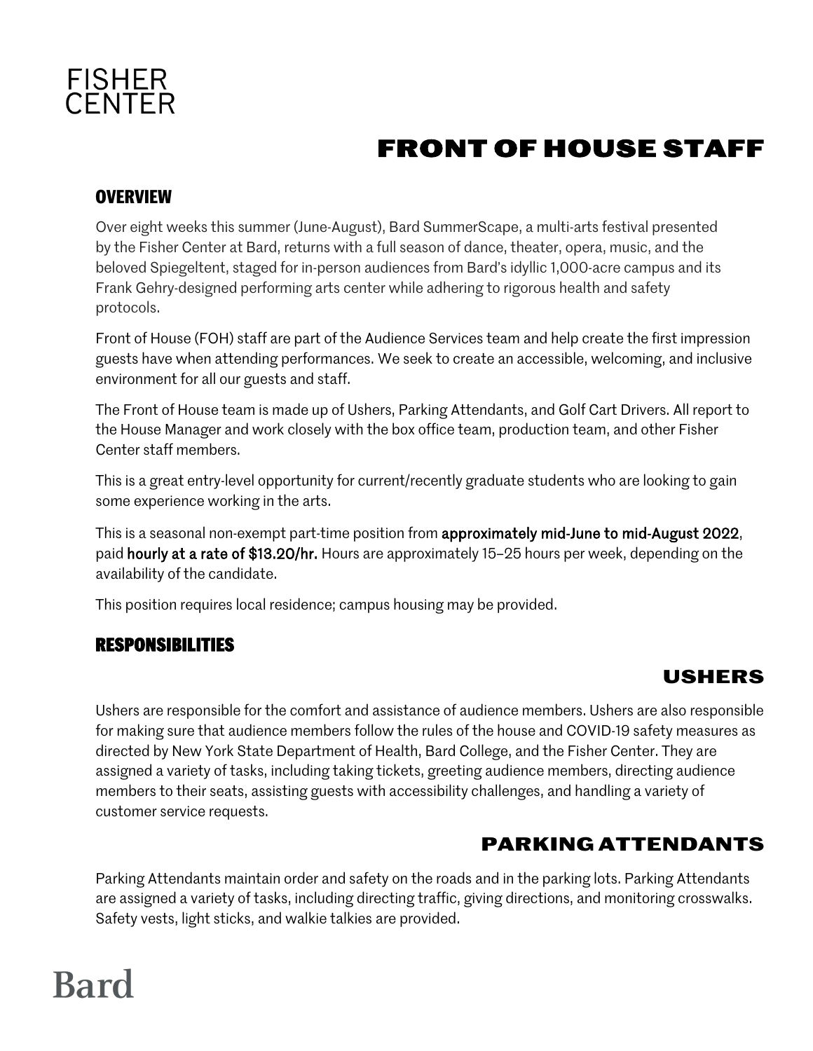FISHER CENTER

# FRONT OF HOUSE STAFF

## OVERVIEW

Over eight weeks this summer (June-August), Bard SummerScape, a multi-arts festival presented by the Fisher Center at Bard, returns with a full season of dance, theater, opera, music, and the beloved Spiegeltent, staged for in-person audiences from Bard's idyllic 1,000-acre campus and its Frank Gehry-designed performing arts center while adhering to rigorous health and safety protocols.

Front of House (FOH) staff are part of the Audience Services team and help create the first impression guests have when attending performances. We seek to create an accessible, welcoming, and inclusive environment for all our guests and staff.

The Front of House team is made up of Ushers, Parking Attendants, and Golf Cart Drivers. All report to the House Manager and work closely with the box office team, production team, and other Fisher Center staff members.

This is a great entry-level opportunity for current/recently graduate students who are looking to gain some experience working in the arts.

This is a seasonal non-exempt part-time position from **approximately mid-June to mid-August 2022**, paid **hourly at a rate of $13.20/hr.** Hours are approximately 15–25 hours per week, depending on the availability of the candidate.

This position requires local residence; campus housing may be provided.

## RESPONSIBILITIES

### USHERS

Ushers are responsible for the comfort and assistance of audience members. Ushers are also responsible for making sure that audience members follow the rules of the house and COVID-19 safety measures as directed by New York State Department of Health, Bard College, and the Fisher Center. They are assigned a variety of tasks, including taking tickets, greeting audience members, directing audience members to their seats, assisting guests with accessibility challenges, and handling a variety of customer service requests.

### PARKING ATTENDANTS

Parking Attendants maintain order and safety on the roads and in the parking lots. Parking Attendants are assigned a variety of tasks, including directing traffic, giving directions, and monitoring crosswalks. Safety vests, light sticks, and walkie talkies are provided.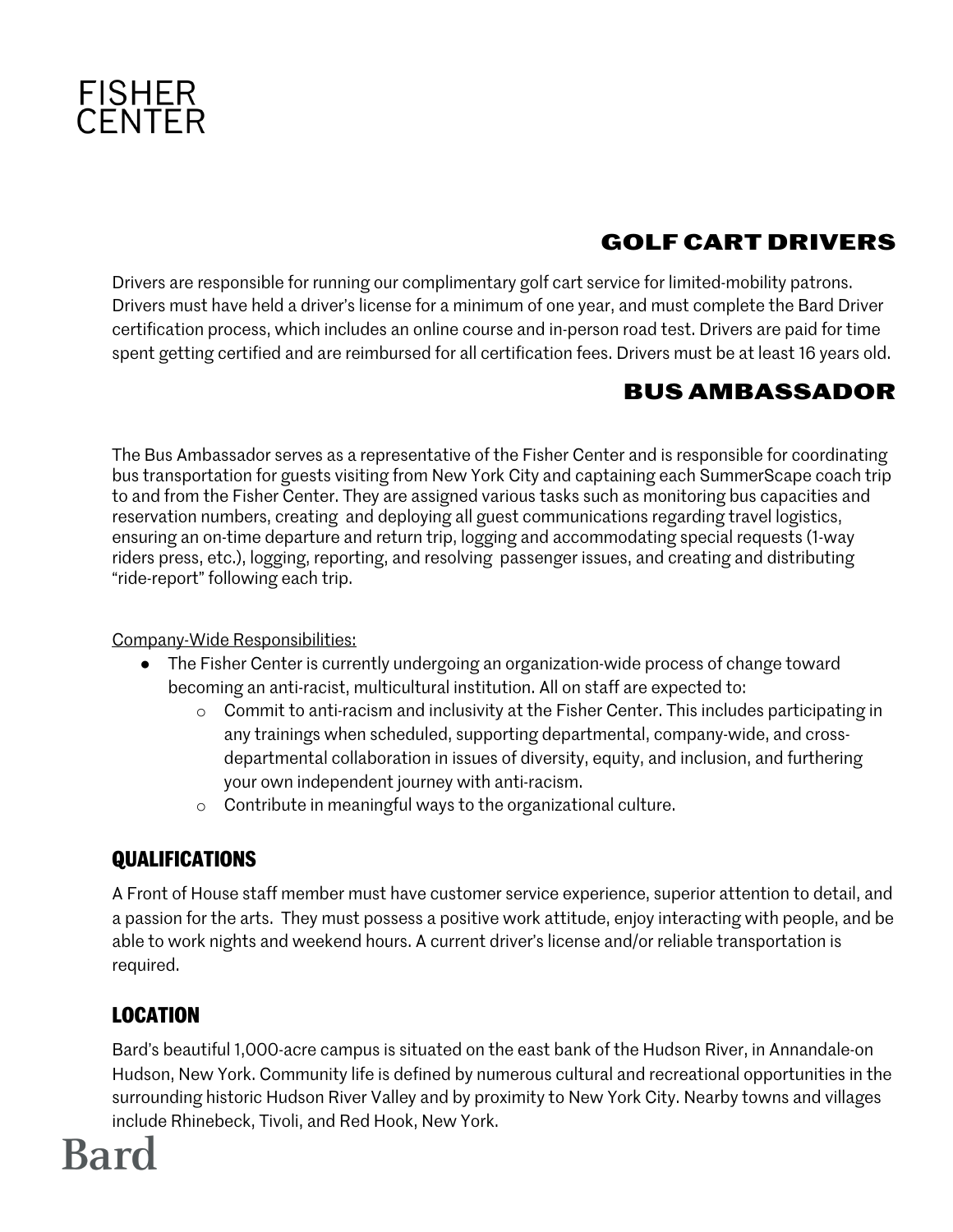# FISHER CENTER

## GOLF CART DRIVERS

Drivers are responsible for running our complimentary golf cart service for limited-mobility patrons. Drivers must have held a driver's license for a minimum of one year, and must complete the Bard Driver certification process, which includes an online course and in-person road test. Drivers are paid for time spent getting certified and are reimbursed for all certification fees. Drivers must be at least 16 years old.

## BUS AMBASSADOR

The Bus Ambassador serves as a representative of the Fisher Center and is responsible for coordinating bus transportation for guests visiting from New York City and captaining each SummerScape coach trip to and from the Fisher Center. They are assigned various tasks such as monitoring bus capacities and reservation numbers, creating and deploying all guest communications regarding travel logistics, ensuring an on-time departure and return trip, logging and accommodating special requests (1-way riders press, etc.), logging, reporting, and resolving passenger issues, and creating and distributing "ride-report" following each trip.

Company-Wide Responsibilities:

- The Fisher Center is currently undergoing an organization-wide process of change toward becoming an anti-racist, multicultural institution. All on staff are expected to:
  - Commit to anti-racism and inclusivity at the Fisher Center. This includes participating in any trainings when scheduled, supporting departmental, company-wide, and cross-departmental collaboration in issues of diversity, equity, and inclusion, and furthering your own independent journey with anti-racism.
  - Contribute in meaningful ways to the organizational culture.

### QUALIFICATIONS

A Front of House staff member must have customer service experience, superior attention to detail, and a passion for the arts. They must possess a positive work attitude, enjoy interacting with people, and be able to work nights and weekend hours. A current driver's license and/or reliable transportation is required.

### LOCATION

Bard's beautiful 1,000-acre campus is situated on the east bank of the Hudson River, in Annandale-on Hudson, New York. Community life is defined by numerous cultural and recreational opportunities in the surrounding historic Hudson River Valley and by proximity to New York City. Nearby towns and villages include Rhinebeck, Tivoli, and Red Hook, New York.

Bard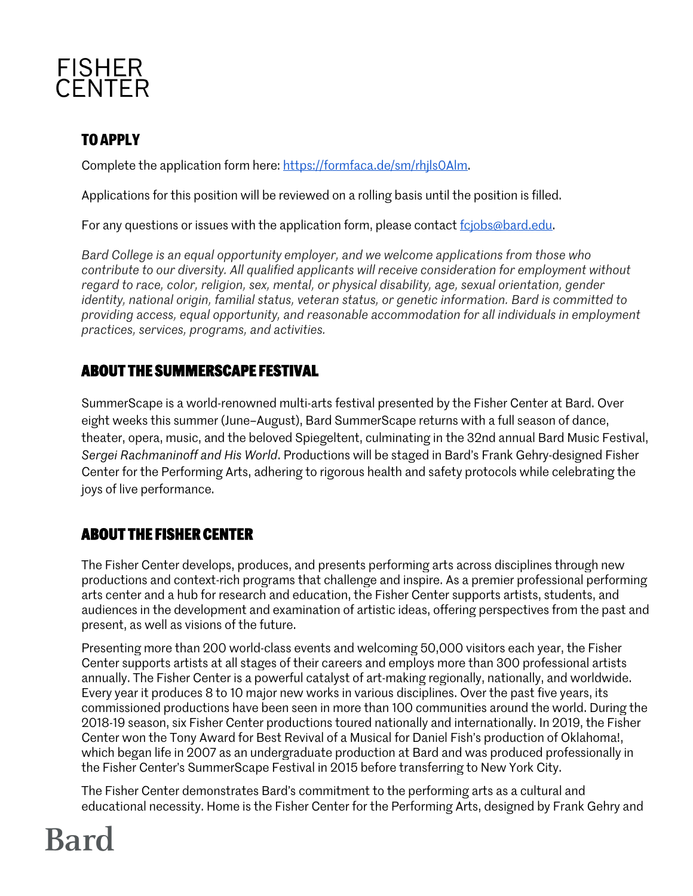## TO APPLY

Complete the application form here: [https://formfaca.de/sm/rhjls0Alm](https://formfaca.de/sm/rhjls0Alm).

Applications for this position will be reviewed on a rolling basis until the position is filled.

For any questions or issues with the application form, please contact [fcjobs@bard.edu](mailto:fcjobs@bard.edu).

*Bard College is an equal opportunity employer, and we welcome applications from those who contribute to our diversity. All qualified applicants will receive consideration for employment without regard to race, color, religion, sex, mental, or physical disability, age, sexual orientation, gender identity, national origin, familial status, veteran status, or genetic information. Bard is committed to providing access, equal opportunity, and reasonable accommodation for all individuals in employment practices, services, programs, and activities.*

## ABOUT THE SUMMERSCAPE FESTIVAL

SummerScape is a world-renowned multi-arts festival presented by the Fisher Center at Bard. Over eight weeks this summer (June–August), Bard SummerScape returns with a full season of dance, theater, opera, music, and the beloved Spiegeltent, culminating in the 32nd annual Bard Music Festival, *Sergei Rachmaninoff and His World*. Productions will be staged in Bard's Frank Gehry-designed Fisher Center for the Performing Arts, adhering to rigorous health and safety protocols while celebrating the joys of live performance.

## ABOUT THE FISHER CENTER

The Fisher Center develops, produces, and presents performing arts across disciplines through new productions and context-rich programs that challenge and inspire. As a premier professional performing arts center and a hub for research and education, the Fisher Center supports artists, students, and audiences in the development and examination of artistic ideas, offering perspectives from the past and present, as well as visions of the future.

Presenting more than 200 world-class events and welcoming 50,000 visitors each year, the Fisher Center supports artists at all stages of their careers and employs more than 300 professional artists annually. The Fisher Center is a powerful catalyst of art-making regionally, nationally, and worldwide. Every year it produces 8 to 10 major new works in various disciplines. Over the past five years, its commissioned productions have been seen in more than 100 communities around the world. During the 2018-19 season, six Fisher Center productions toured nationally and internationally. In 2019, the Fisher Center won the Tony Award for Best Revival of a Musical for Daniel Fish's production of Oklahoma!, which began life in 2007 as an undergraduate production at Bard and was produced professionally in the Fisher Center's SummerScape Festival in 2015 before transferring to New York City.

The Fisher Center demonstrates Bard's commitment to the performing arts as a cultural and educational necessity. Home is the Fisher Center for the Performing Arts, designed by Frank Gehry and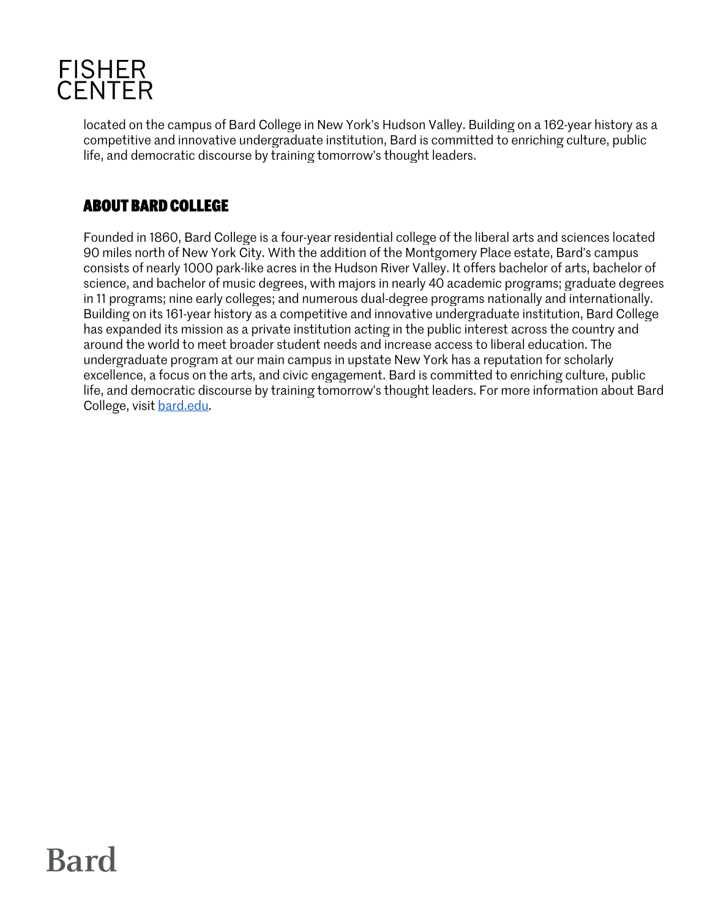located on the campus of Bard College in New York's Hudson Valley. Building on a 162-year history as a competitive and innovative undergraduate institution, Bard is committed to enriching culture, public life, and democratic discourse by training tomorrow's thought leaders.

## ABOUT BARD COLLEGE

Founded in 1860, Bard College is a four-year residential college of the liberal arts and sciences located 90 miles north of New York City. With the addition of the Montgomery Place estate, Bard's campus consists of nearly 1000 park-like acres in the Hudson River Valley. It offers bachelor of arts, bachelor of science, and bachelor of music degrees, with majors in nearly 40 academic programs; graduate degrees in 11 programs; nine early colleges; and numerous dual-degree programs nationally and internationally. Building on its 161-year history as a competitive and innovative undergraduate institution, Bard College has expanded its mission as a private institution acting in the public interest across the country and around the world to meet broader student needs and increase access to liberal education. The undergraduate program at our main campus in upstate New York has a reputation for scholarly excellence, a focus on the arts, and civic engagement. Bard is committed to enriching culture, public life, and democratic discourse by training tomorrow's thought leaders. For more information about Bard College, visit [bard.edu](https://bard.edu).